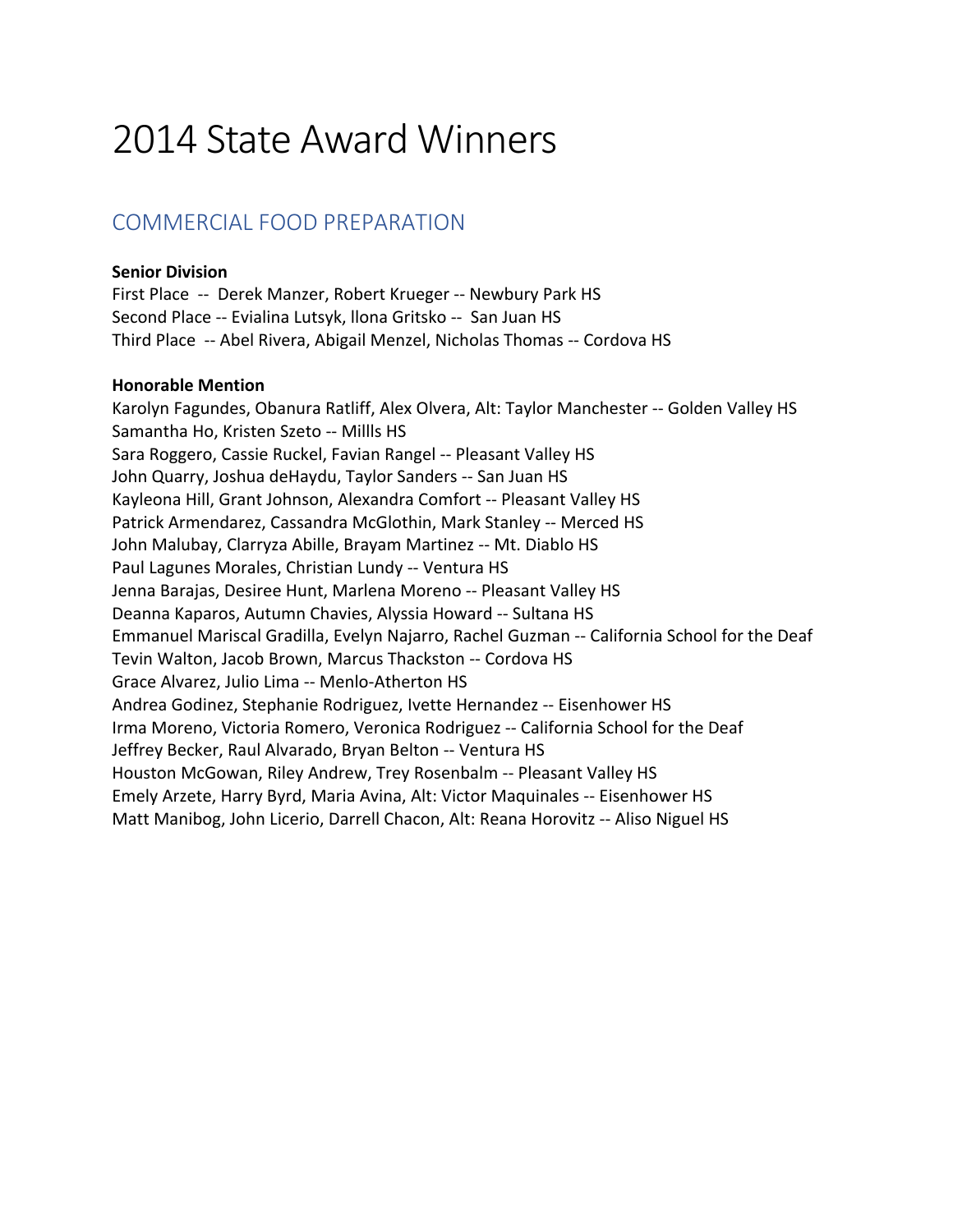# 2014 State Award Winners

## COMMERCIAL FOOD PREPARATION

**Senior Division**

First Place -- Derek Manzer, Robert Krueger -- Newbury Park HS
Second Place -- Evialina Lutsyk, llona Gritsko -- San Juan HS
Third Place -- Abel Rivera, Abigail Menzel, Nicholas Thomas -- Cordova HS

**Honorable Mention**

Karolyn Fagundes, Obanura Ratliff, Alex Olvera, Alt: Taylor Manchester -- Golden Valley HS
Samantha Ho, Kristen Szeto -- Millls HS
Sara Roggero, Cassie Ruckel, Favian Rangel -- Pleasant Valley HS
John Quarry, Joshua deHaydu, Taylor Sanders -- San Juan HS
Kayleona Hill, Grant Johnson, Alexandra Comfort -- Pleasant Valley HS
Patrick Armendarez, Cassandra McGlothin, Mark Stanley -- Merced HS
John Malubay, Clarryza Abille, Brayam Martinez -- Mt. Diablo HS
Paul Lagunes Morales, Christian Lundy -- Ventura HS
Jenna Barajas, Desiree Hunt, Marlena Moreno -- Pleasant Valley HS
Deanna Kaparos, Autumn Chavies, Alyssia Howard -- Sultana HS
Emmanuel Mariscal Gradilla, Evelyn Najarro, Rachel Guzman -- California School for the Deaf
Tevin Walton, Jacob Brown, Marcus Thackston -- Cordova HS
Grace Alvarez, Julio Lima -- Menlo-Atherton HS
Andrea Godinez, Stephanie Rodriguez, Ivette Hernandez -- Eisenhower HS
Irma Moreno, Victoria Romero, Veronica Rodriguez -- California School for the Deaf
Jeffrey Becker, Raul Alvarado, Bryan Belton -- Ventura HS
Houston McGowan, Riley Andrew, Trey Rosenbalm -- Pleasant Valley HS
Emely Arzete, Harry Byrd, Maria Avina, Alt: Victor Maquinales -- Eisenhower HS
Matt Manibog, John Licerio, Darrell Chacon, Alt: Reana Horovitz -- Aliso Niguel HS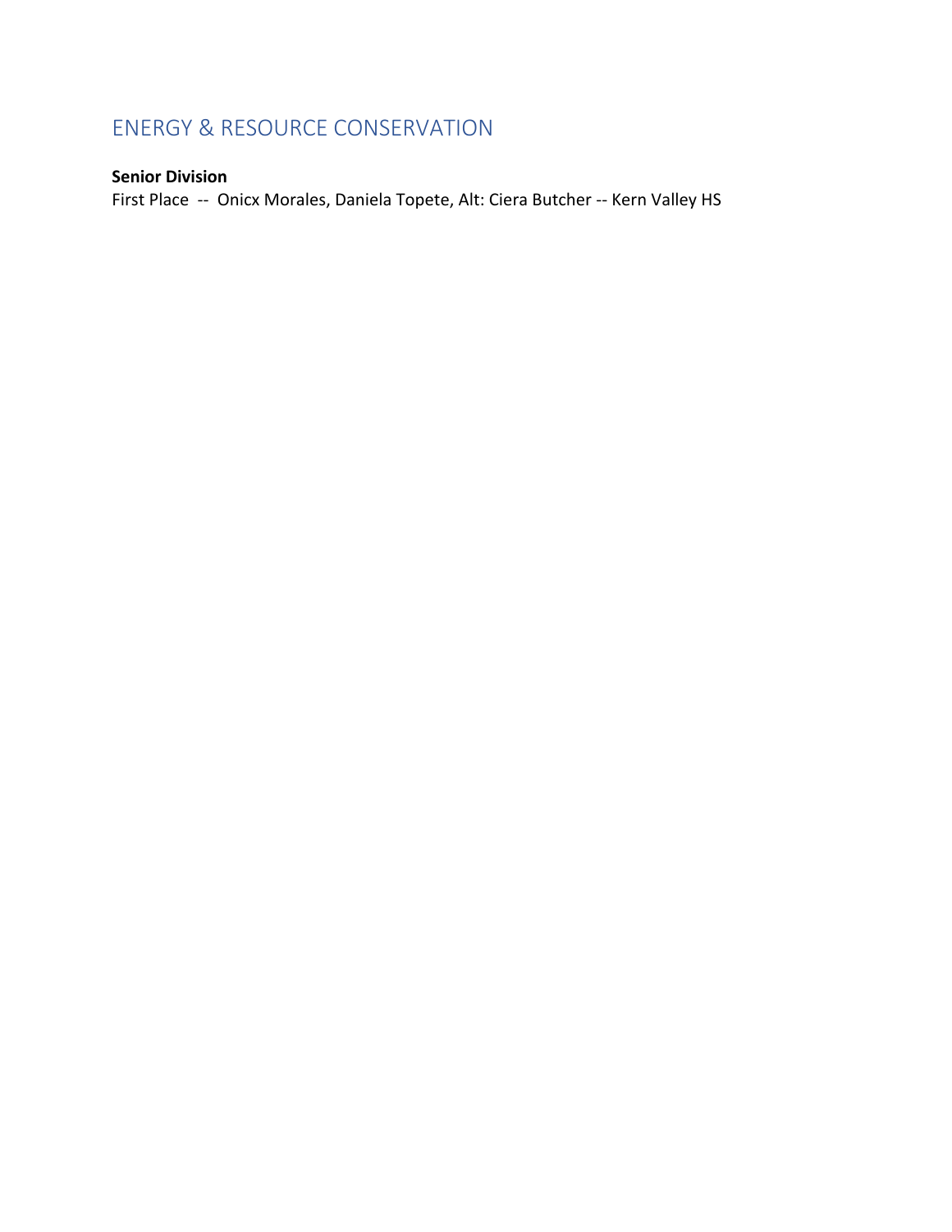## ENERGY & RESOURCE CONSERVATION

**Senior Division**

First Place -- Onicx Morales, Daniela Topete, Alt: Ciera Butcher -- Kern Valley HS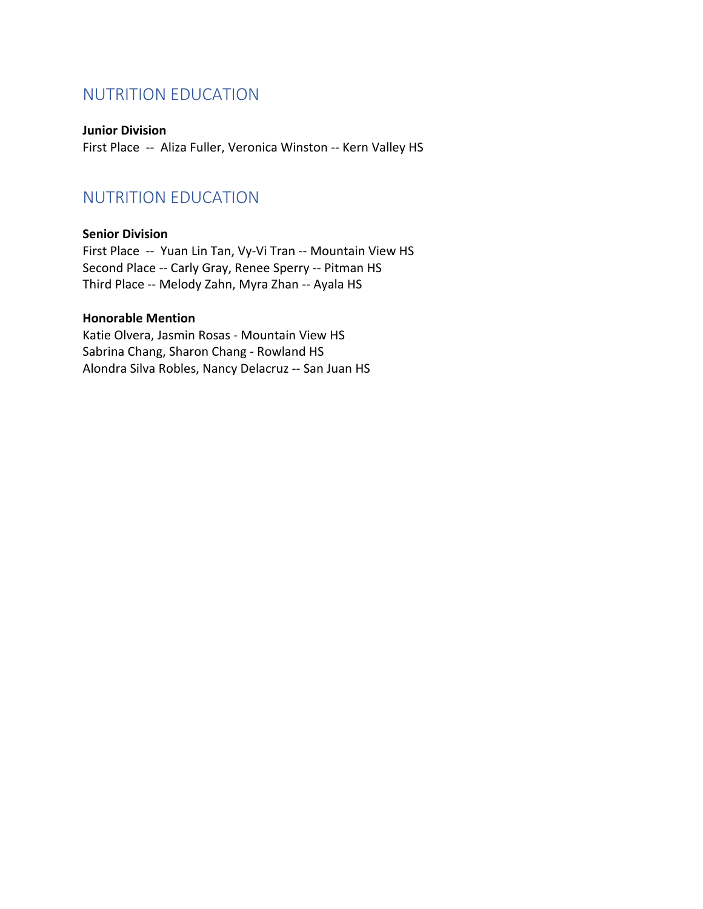## NUTRITION EDUCATION

**Junior Division**
First Place -- Aliza Fuller, Veronica Winston -- Kern Valley HS

## NUTRITION EDUCATION

**Senior Division**
First Place -- Yuan Lin Tan, Vy-Vi Tran -- Mountain View HS
Second Place -- Carly Gray, Renee Sperry -- Pitman HS
Third Place -- Melody Zahn, Myra Zhan -- Ayala HS

**Honorable Mention**
Katie Olvera, Jasmin Rosas - Mountain View HS
Sabrina Chang, Sharon Chang - Rowland HS
Alondra Silva Robles, Nancy Delacruz -- San Juan HS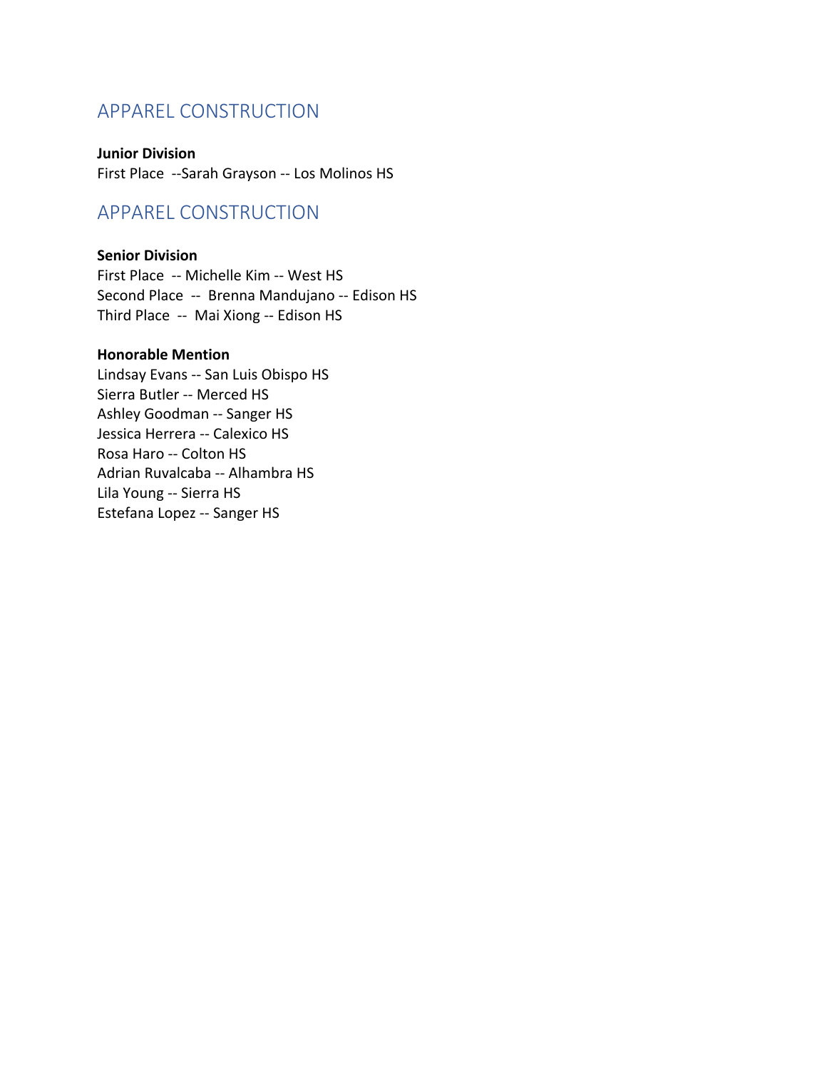## APPAREL CONSTRUCTION

**Junior Division**
First Place --Sarah Grayson -- Los Molinos HS

## APPAREL CONSTRUCTION

**Senior Division**
First Place -- Michelle Kim -- West HS
Second Place -- Brenna Mandujano -- Edison HS
Third Place -- Mai Xiong -- Edison HS

**Honorable Mention**
Lindsay Evans -- San Luis Obispo HS
Sierra Butler -- Merced HS
Ashley Goodman -- Sanger HS
Jessica Herrera -- Calexico HS
Rosa Haro -- Colton HS
Adrian Ruvalcaba -- Alhambra HS
Lila Young -- Sierra HS
Estefana Lopez -- Sanger HS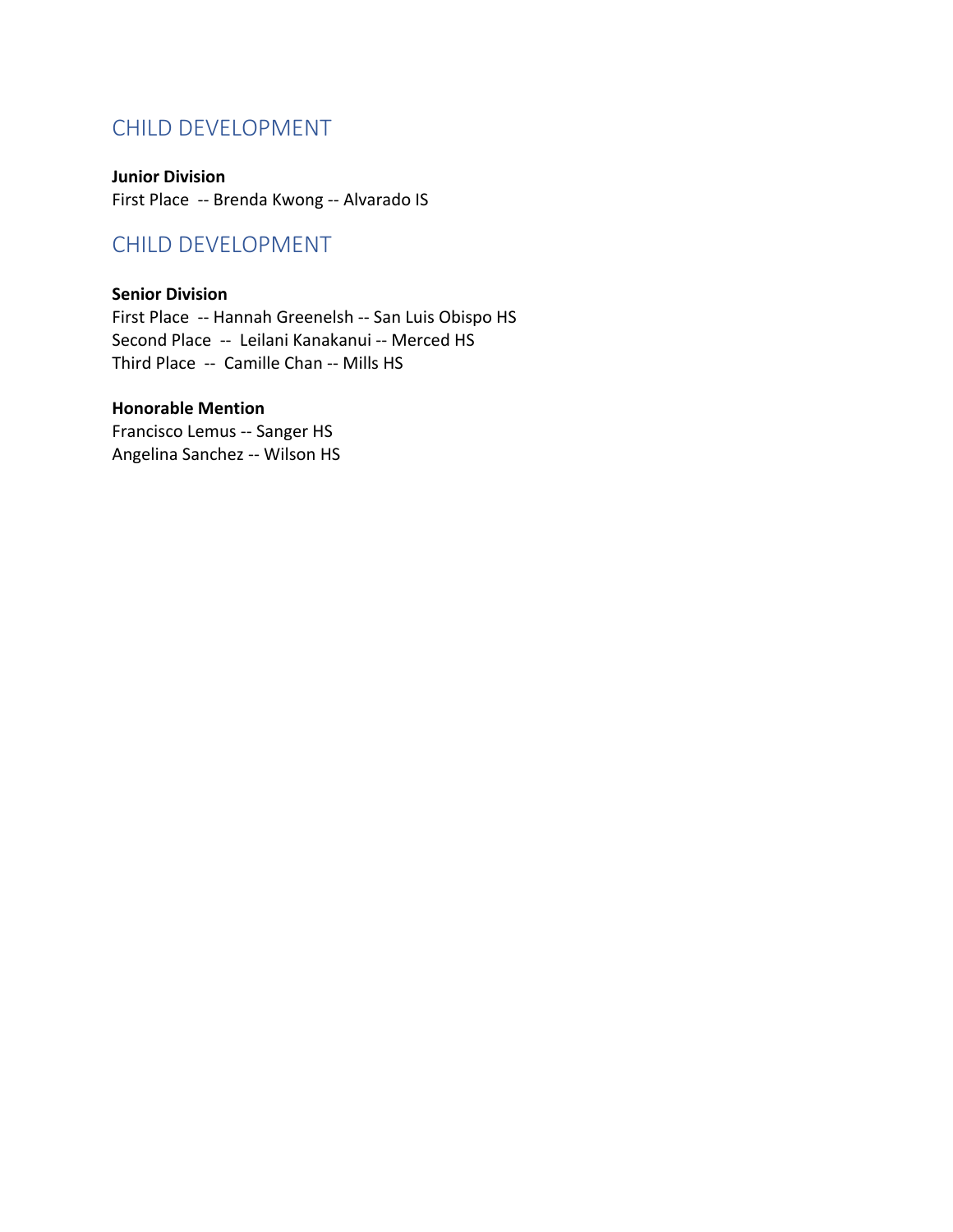## CHILD DEVELOPMENT

**Junior Division**
First Place -- Brenda Kwong -- Alvarado IS

## CHILD DEVELOPMENT

**Senior Division**
First Place -- Hannah Greenelsh -- San Luis Obispo HS
Second Place -- Leilani Kanakanui -- Merced HS
Third Place -- Camille Chan -- Mills HS

**Honorable Mention**
Francisco Lemus -- Sanger HS
Angelina Sanchez -- Wilson HS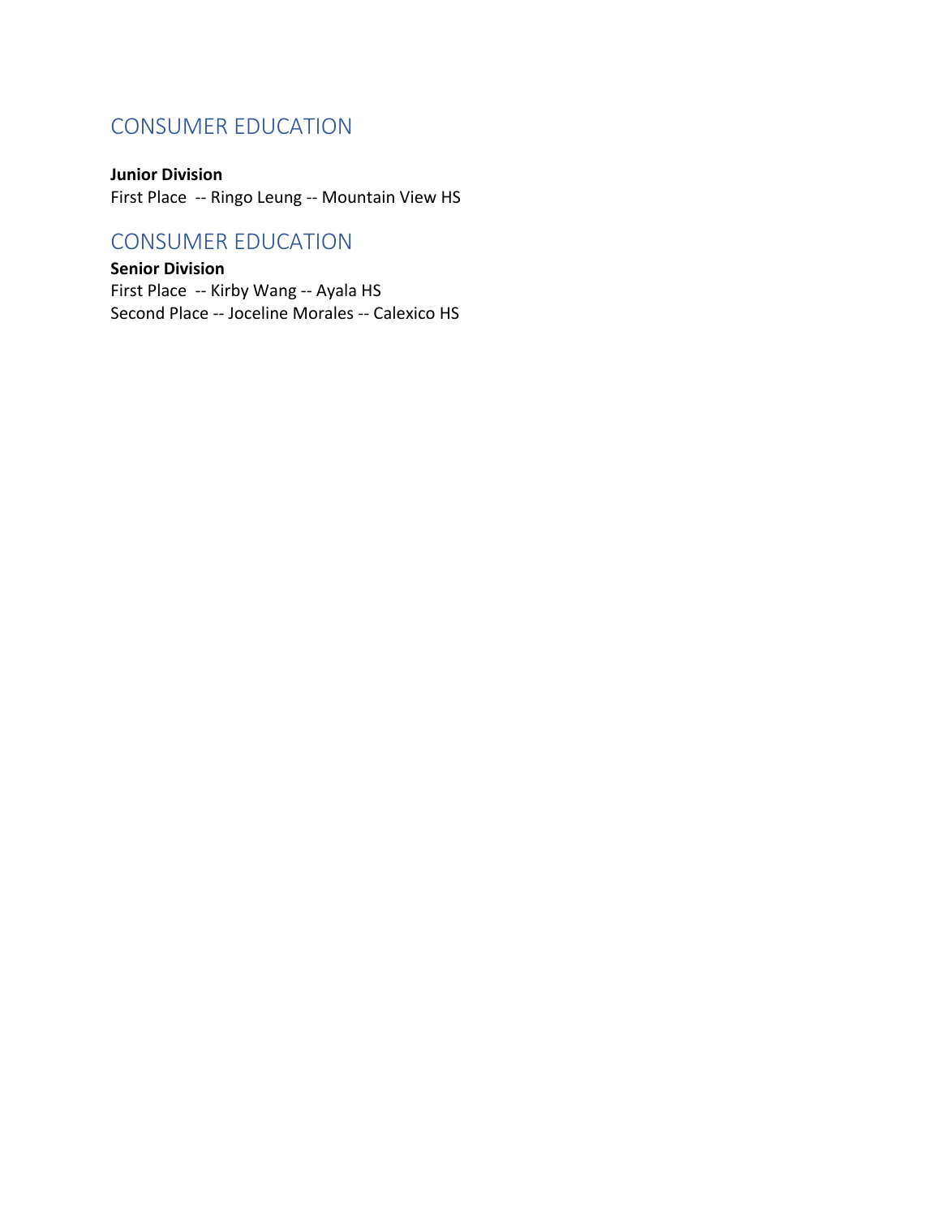## CONSUMER EDUCATION

**Junior Division**
First Place -- Ringo Leung -- Mountain View HS

## CONSUMER EDUCATION

**Senior Division**
First Place -- Kirby Wang -- Ayala HS
Second Place -- Joceline Morales -- Calexico HS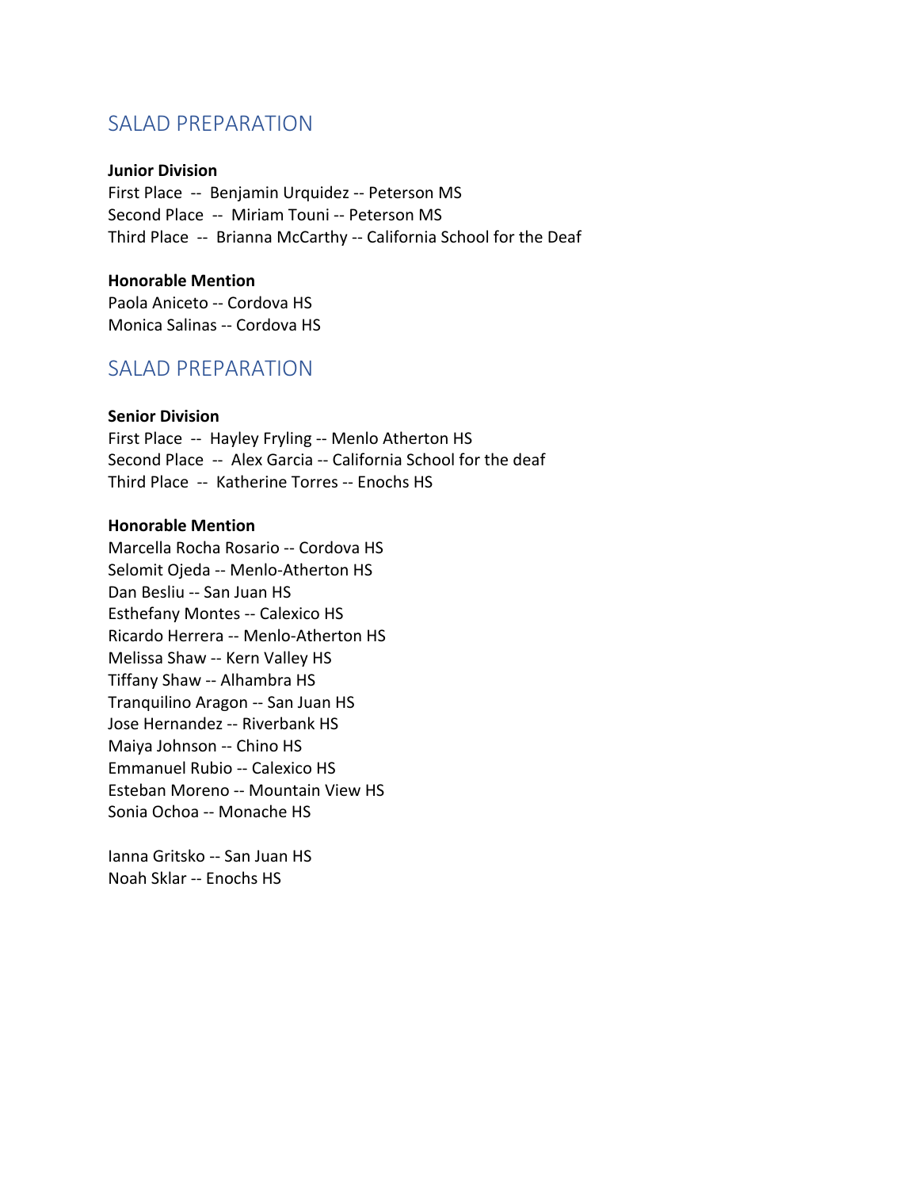## SALAD PREPARATION

**Junior Division**

First Place -- Benjamin Urquidez -- Peterson MS
Second Place -- Miriam Touni -- Peterson MS
Third Place -- Brianna McCarthy -- California School for the Deaf

**Honorable Mention**

Paola Aniceto -- Cordova HS
Monica Salinas -- Cordova HS

## SALAD PREPARATION

**Senior Division**

First Place -- Hayley Fryling -- Menlo Atherton HS
Second Place -- Alex Garcia -- California School for the deaf
Third Place -- Katherine Torres -- Enochs HS

**Honorable Mention**

Marcella Rocha Rosario -- Cordova HS
Selomit Ojeda -- Menlo-Atherton HS
Dan Besliu -- San Juan HS
Esthefany Montes -- Calexico HS
Ricardo Herrera -- Menlo-Atherton HS
Melissa Shaw -- Kern Valley HS
Tiffany Shaw -- Alhambra HS
Tranquilino Aragon -- San Juan HS
Jose Hernandez -- Riverbank HS
Maiya Johnson -- Chino HS
Emmanuel Rubio -- Calexico HS
Esteban Moreno -- Mountain View HS
Sonia Ochoa -- Monache HS

Ianna Gritsko -- San Juan HS
Noah Sklar -- Enochs HS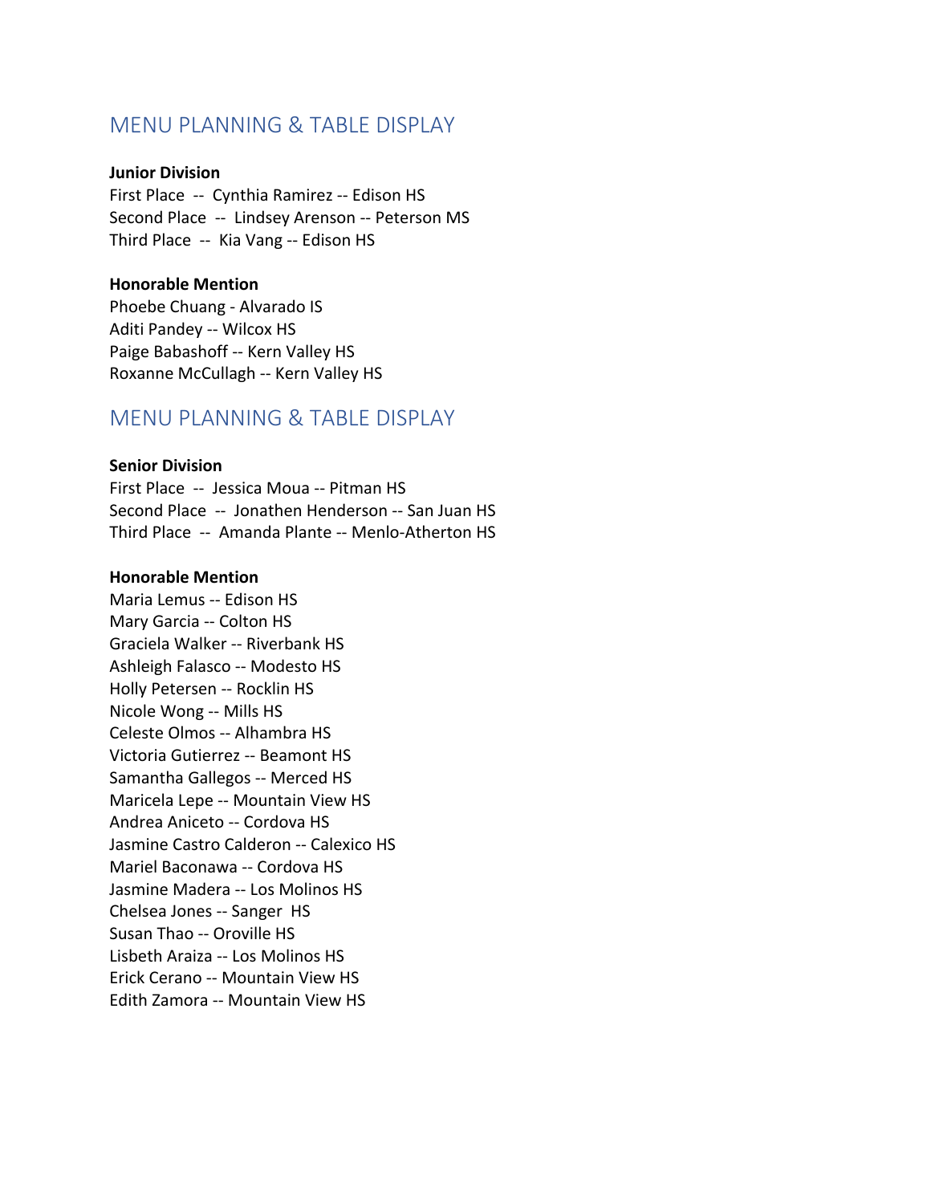## MENU PLANNING & TABLE DISPLAY

**Junior Division**

First Place -- Cynthia Ramirez -- Edison HS
Second Place -- Lindsey Arenson -- Peterson MS
Third Place -- Kia Vang -- Edison HS

**Honorable Mention**

Phoebe Chuang - Alvarado IS
Aditi Pandey -- Wilcox HS
Paige Babashoff -- Kern Valley HS
Roxanne McCullagh -- Kern Valley HS

## MENU PLANNING & TABLE DISPLAY

**Senior Division**

First Place -- Jessica Moua -- Pitman HS
Second Place -- Jonathen Henderson -- San Juan HS
Third Place -- Amanda Plante -- Menlo-Atherton HS

**Honorable Mention**

Maria Lemus -- Edison HS
Mary Garcia -- Colton HS
Graciela Walker -- Riverbank HS
Ashleigh Falasco -- Modesto HS
Holly Petersen -- Rocklin HS
Nicole Wong -- Mills HS
Celeste Olmos -- Alhambra HS
Victoria Gutierrez -- Beamont HS
Samantha Gallegos -- Merced HS
Maricela Lepe -- Mountain View HS
Andrea Aniceto -- Cordova HS
Jasmine Castro Calderon -- Calexico HS
Mariel Baconawa -- Cordova HS
Jasmine Madera -- Los Molinos HS
Chelsea Jones -- Sanger HS
Susan Thao -- Oroville HS
Lisbeth Araiza -- Los Molinos HS
Erick Cerano -- Mountain View HS
Edith Zamora -- Mountain View HS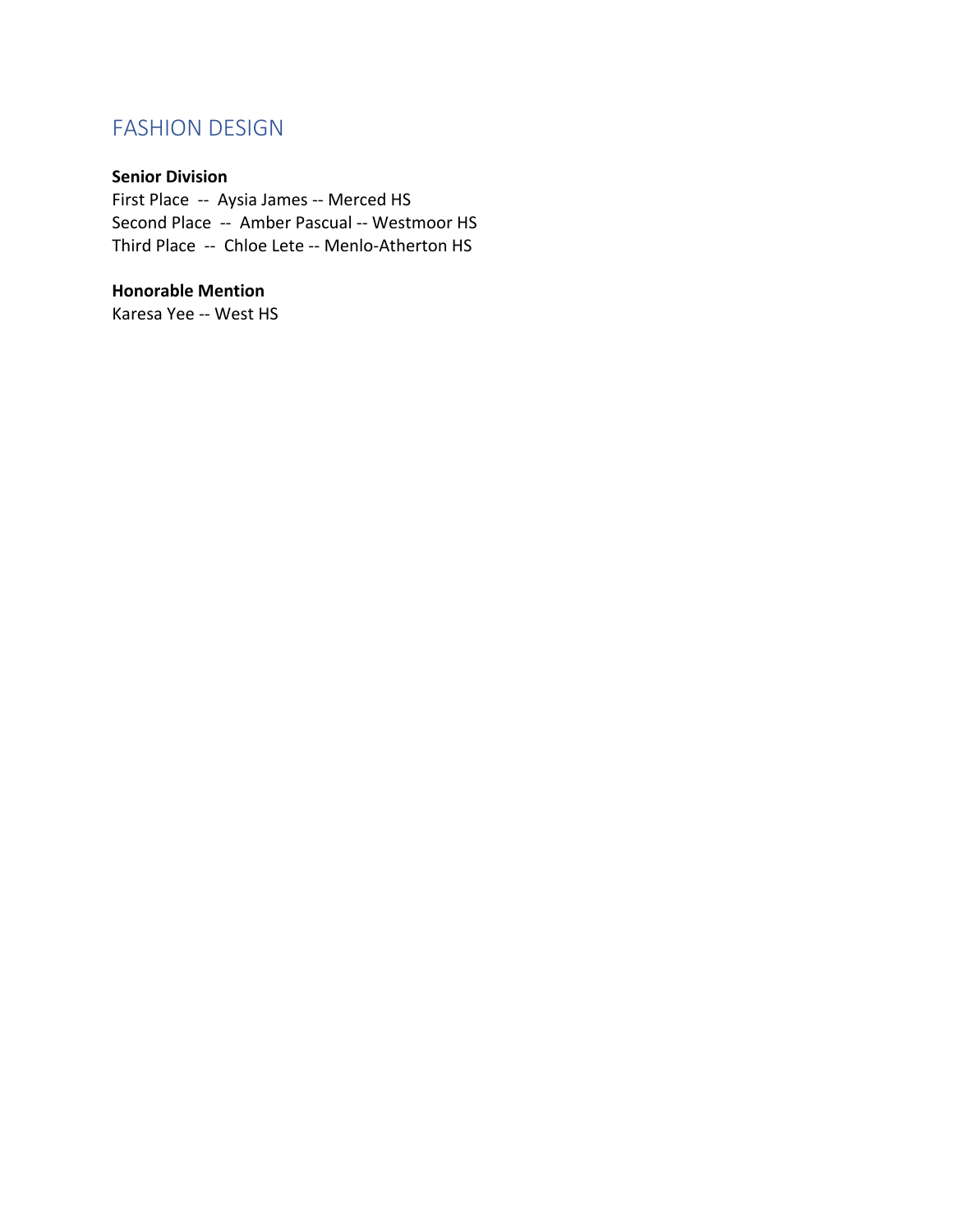## FASHION DESIGN

**Senior Division**

First Place -- Aysia James -- Merced HS
Second Place -- Amber Pascual -- Westmoor HS
Third Place -- Chloe Lete -- Menlo-Atherton HS

**Honorable Mention**

Karesa Yee -- West HS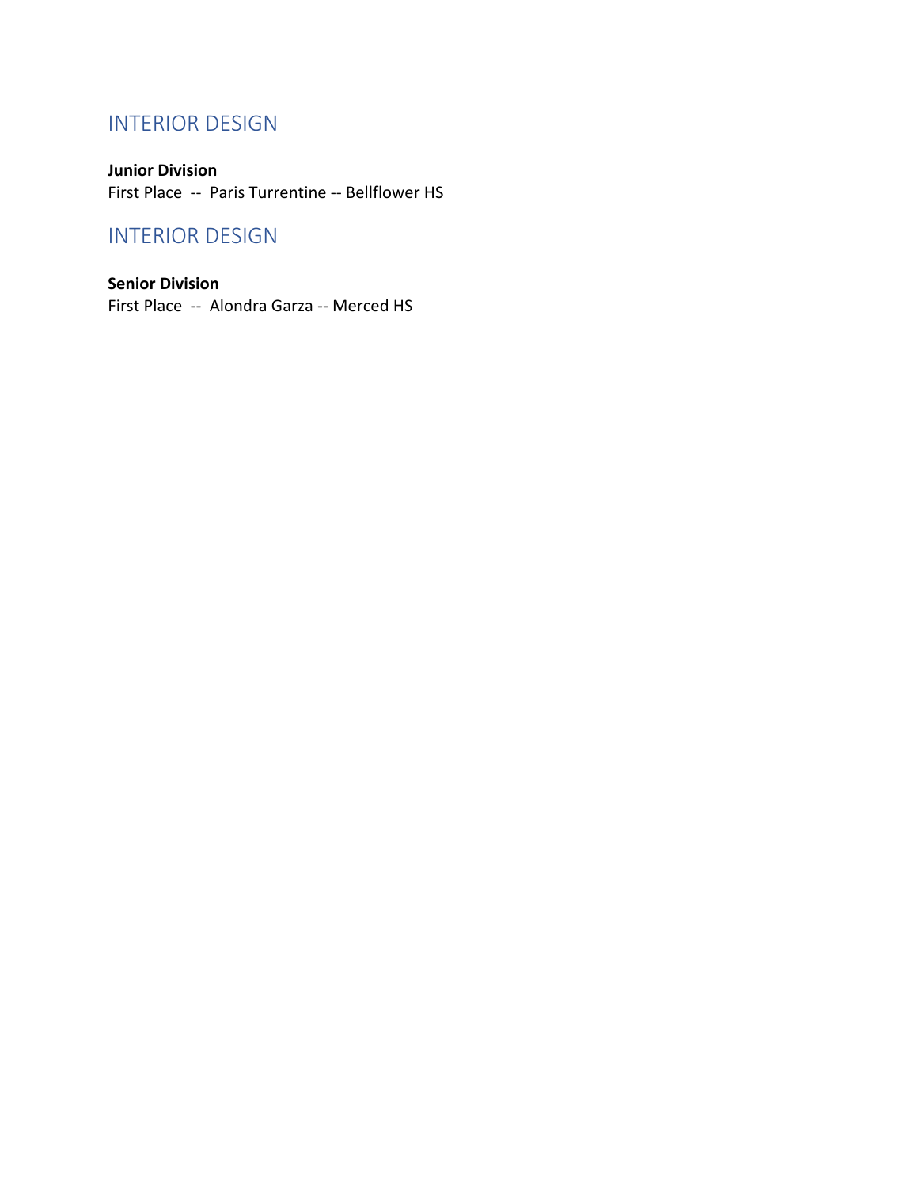## INTERIOR DESIGN

**Junior Division**
First Place -- Paris Turrentine -- Bellflower HS

## INTERIOR DESIGN

**Senior Division**
First Place -- Alondra Garza -- Merced HS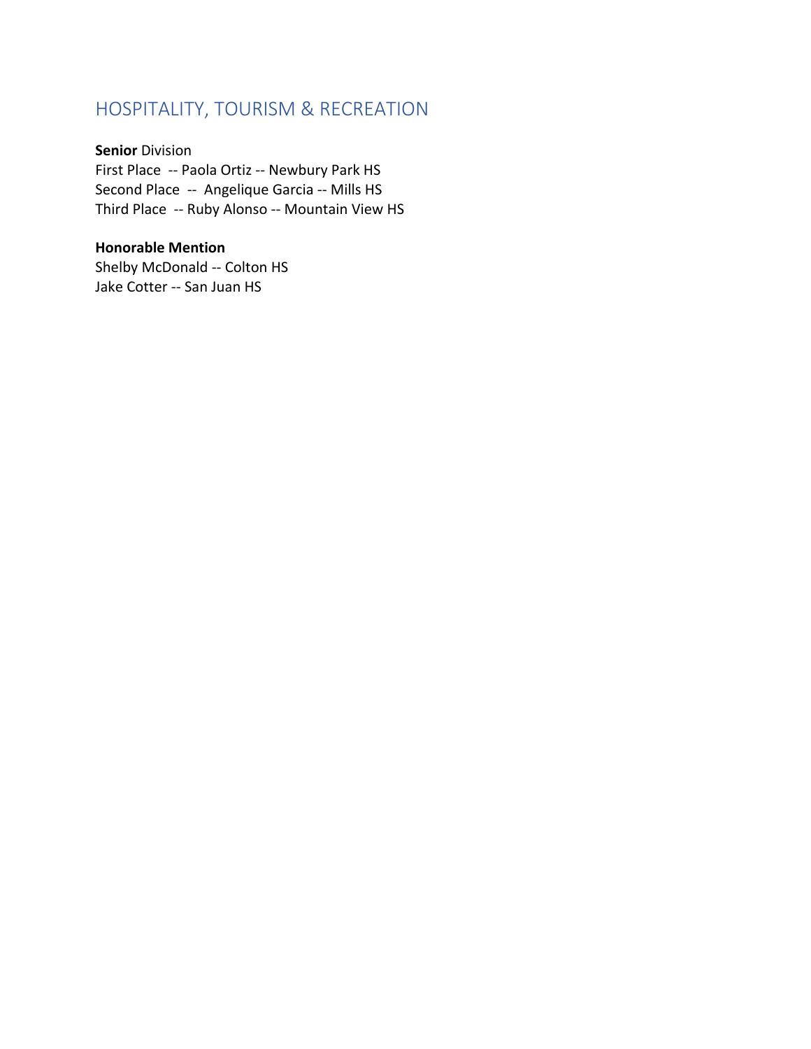## HOSPITALITY, TOURISM & RECREATION

**Senior** Division
First Place -- Paola Ortiz -- Newbury Park HS
Second Place -- Angelique Garcia -- Mills HS
Third Place -- Ruby Alonso -- Mountain View HS

**Honorable Mention**
Shelby McDonald -- Colton HS
Jake Cotter -- San Juan HS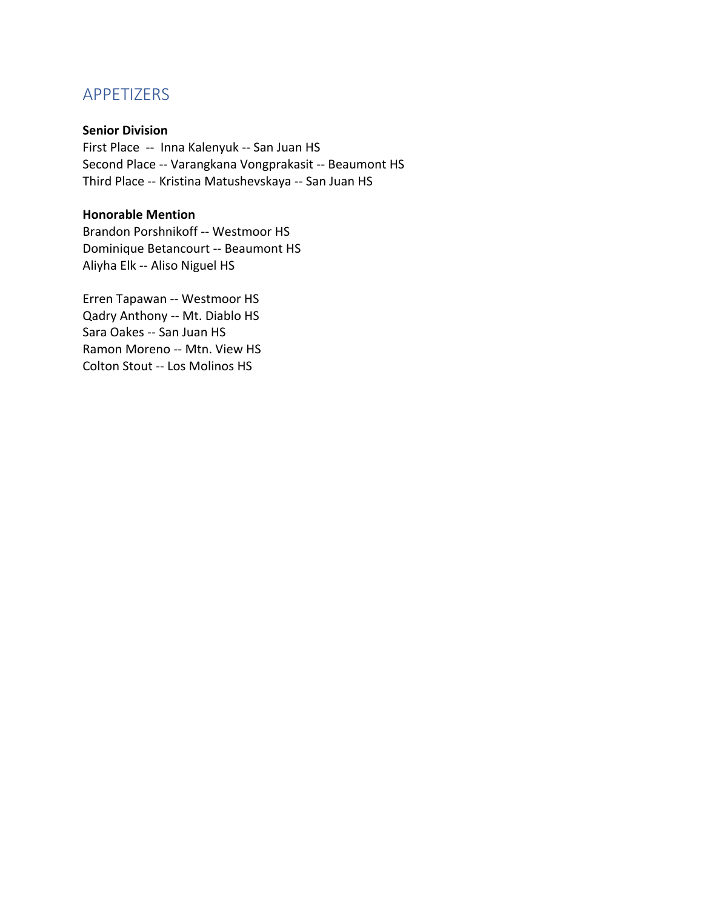## APPETIZERS

**Senior Division**

First Place -- Inna Kalenyuk -- San Juan HS
Second Place -- Varangkana Vongprakasit -- Beaumont HS
Third Place -- Kristina Matushevskaya -- San Juan HS

**Honorable Mention**

Brandon Porshnikoff -- Westmoor HS
Dominique Betancourt -- Beaumont HS
Aliyha Elk -- Aliso Niguel HS

Erren Tapawan -- Westmoor HS
Qadry Anthony -- Mt. Diablo HS
Sara Oakes -- San Juan HS
Ramon Moreno -- Mtn. View HS
Colton Stout -- Los Molinos HS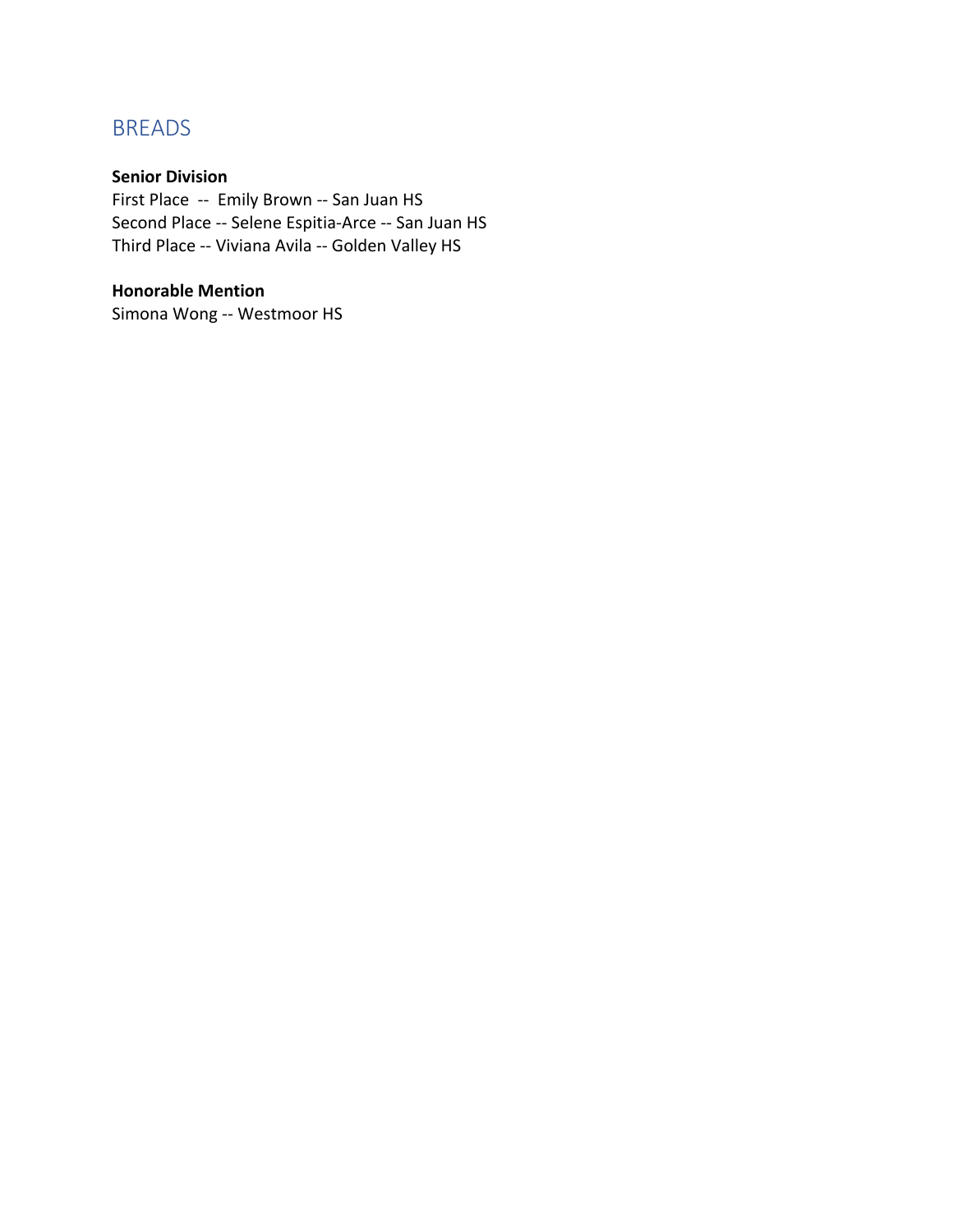## BREADS

**Senior Division**
First Place -- Emily Brown -- San Juan HS
Second Place -- Selene Espitia-Arce -- San Juan HS
Third Place -- Viviana Avila -- Golden Valley HS

**Honorable Mention**
Simona Wong -- Westmoor HS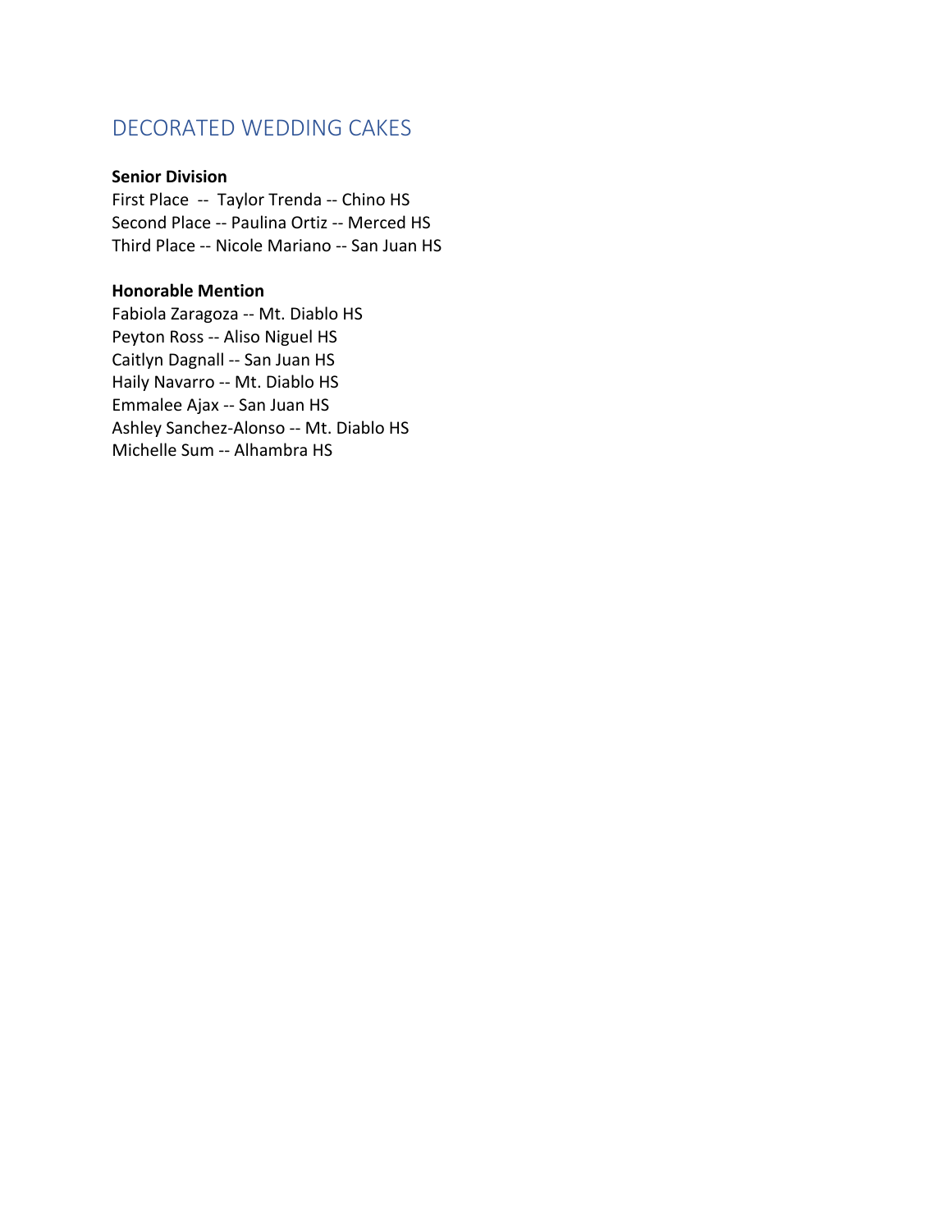## DECORATED WEDDING CAKES

**Senior Division**

First Place -- Taylor Trenda -- Chino HS
Second Place -- Paulina Ortiz -- Merced HS
Third Place -- Nicole Mariano -- San Juan HS

**Honorable Mention**

Fabiola Zaragoza -- Mt. Diablo HS
Peyton Ross -- Aliso Niguel HS
Caitlyn Dagnall -- San Juan HS
Haily Navarro -- Mt. Diablo HS
Emmalee Ajax -- San Juan HS
Ashley Sanchez-Alonso -- Mt. Diablo HS
Michelle Sum -- Alhambra HS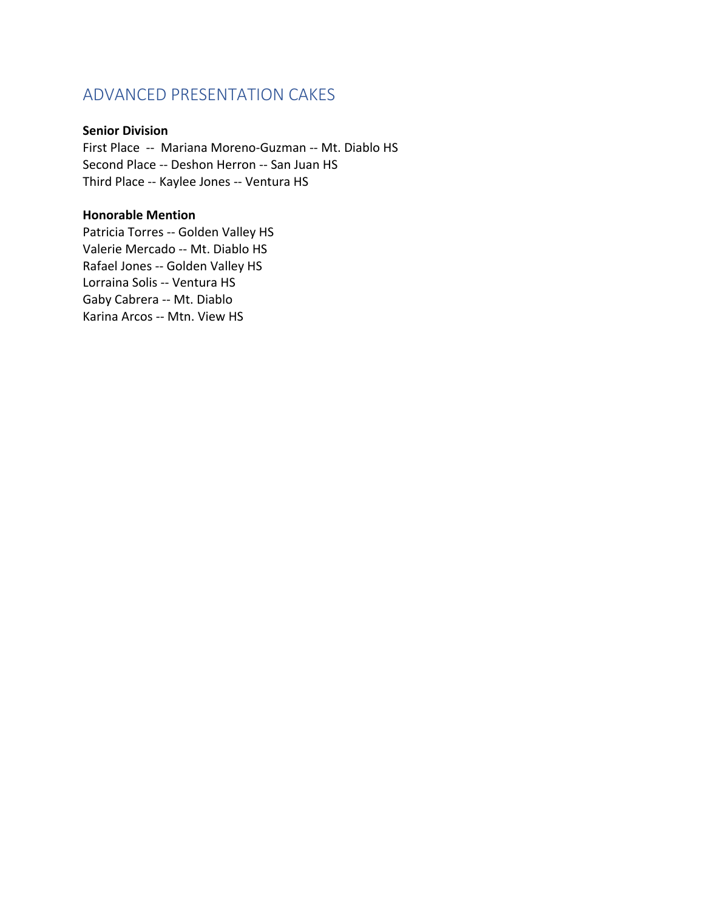## ADVANCED PRESENTATION CAKES

**Senior Division**

First Place -- Mariana Moreno-Guzman -- Mt. Diablo HS
Second Place -- Deshon Herron -- San Juan HS
Third Place -- Kaylee Jones -- Ventura HS

**Honorable Mention**

Patricia Torres -- Golden Valley HS
Valerie Mercado -- Mt. Diablo HS
Rafael Jones -- Golden Valley HS
Lorraina Solis -- Ventura HS
Gaby Cabrera -- Mt. Diablo
Karina Arcos -- Mtn. View HS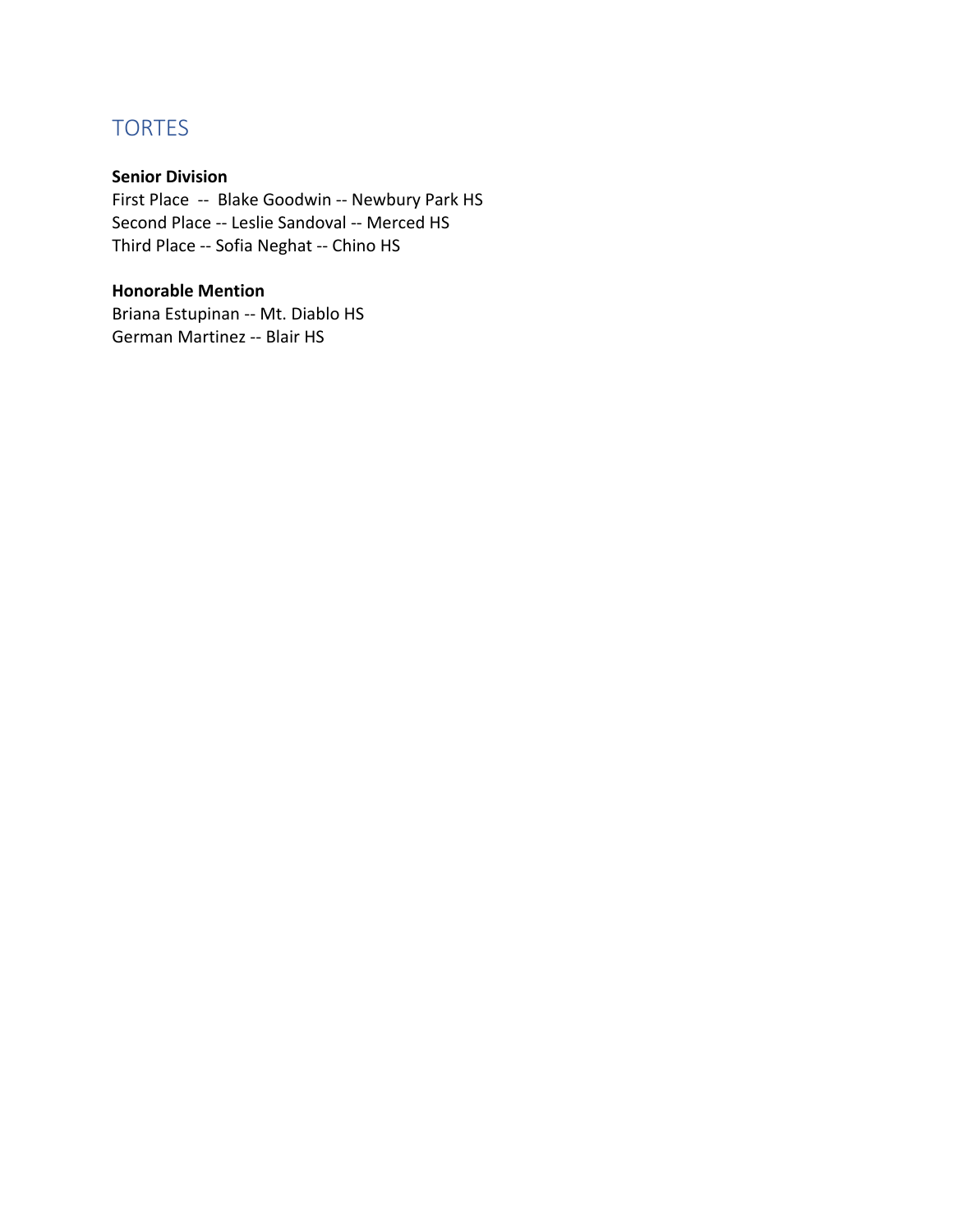## TORTES

**Senior Division**

First Place -- Blake Goodwin -- Newbury Park HS
Second Place -- Leslie Sandoval -- Merced HS
Third Place -- Sofia Neghat -- Chino HS

**Honorable Mention**

Briana Estupinan -- Mt. Diablo HS
German Martinez -- Blair HS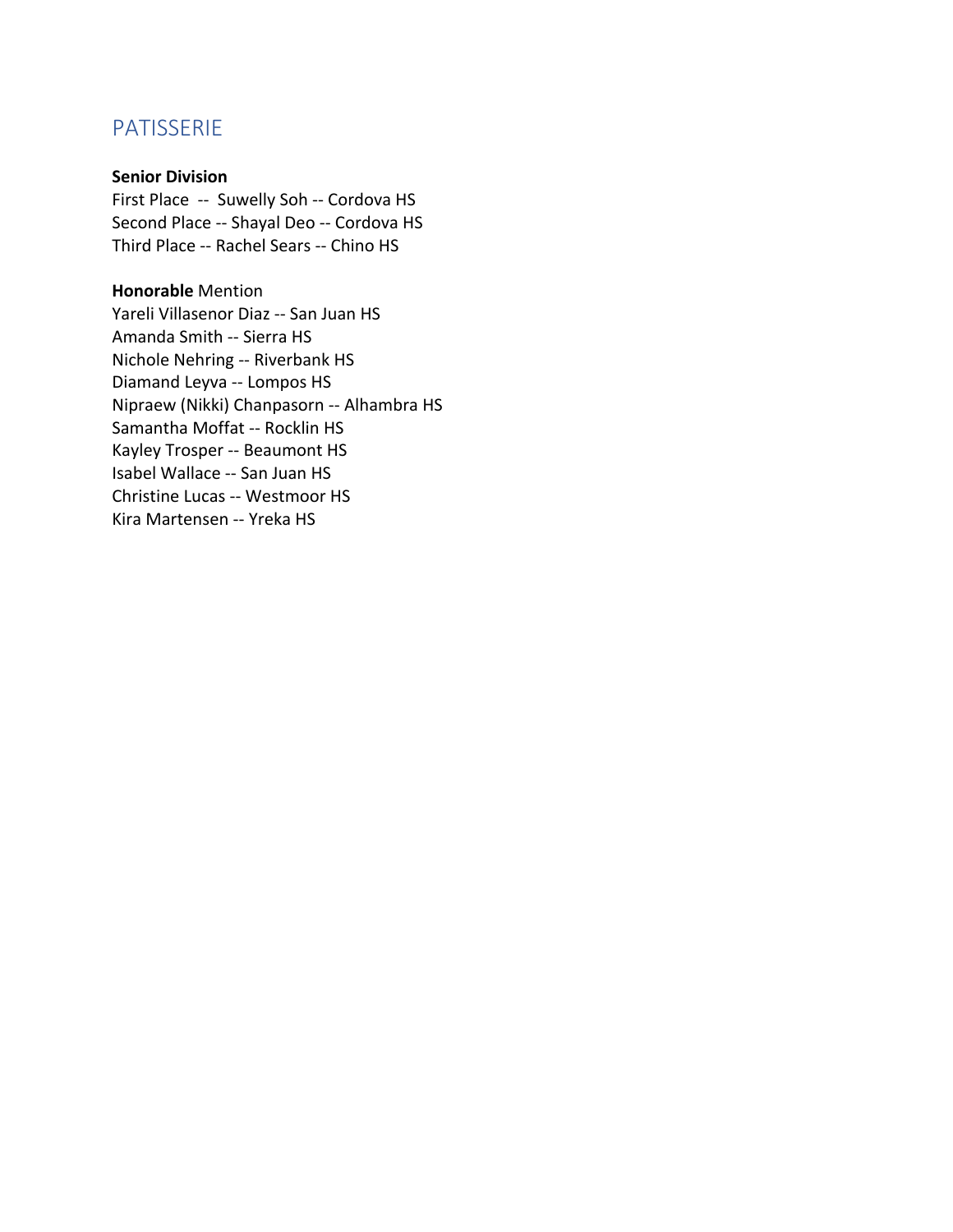## PATISSERIE

**Senior Division**

First Place -- Suwelly Soh -- Cordova HS
Second Place -- Shayal Deo -- Cordova HS
Third Place -- Rachel Sears -- Chino HS

**Honorable** Mention

Yareli Villasenor Diaz -- San Juan HS
Amanda Smith -- Sierra HS
Nichole Nehring -- Riverbank HS
Diamand Leyva -- Lompos HS
Nipraew (Nikki) Chanpasorn -- Alhambra HS
Samantha Moffat -- Rocklin HS
Kayley Trosper -- Beaumont HS
Isabel Wallace -- San Juan HS
Christine Lucas -- Westmoor HS
Kira Martensen -- Yreka HS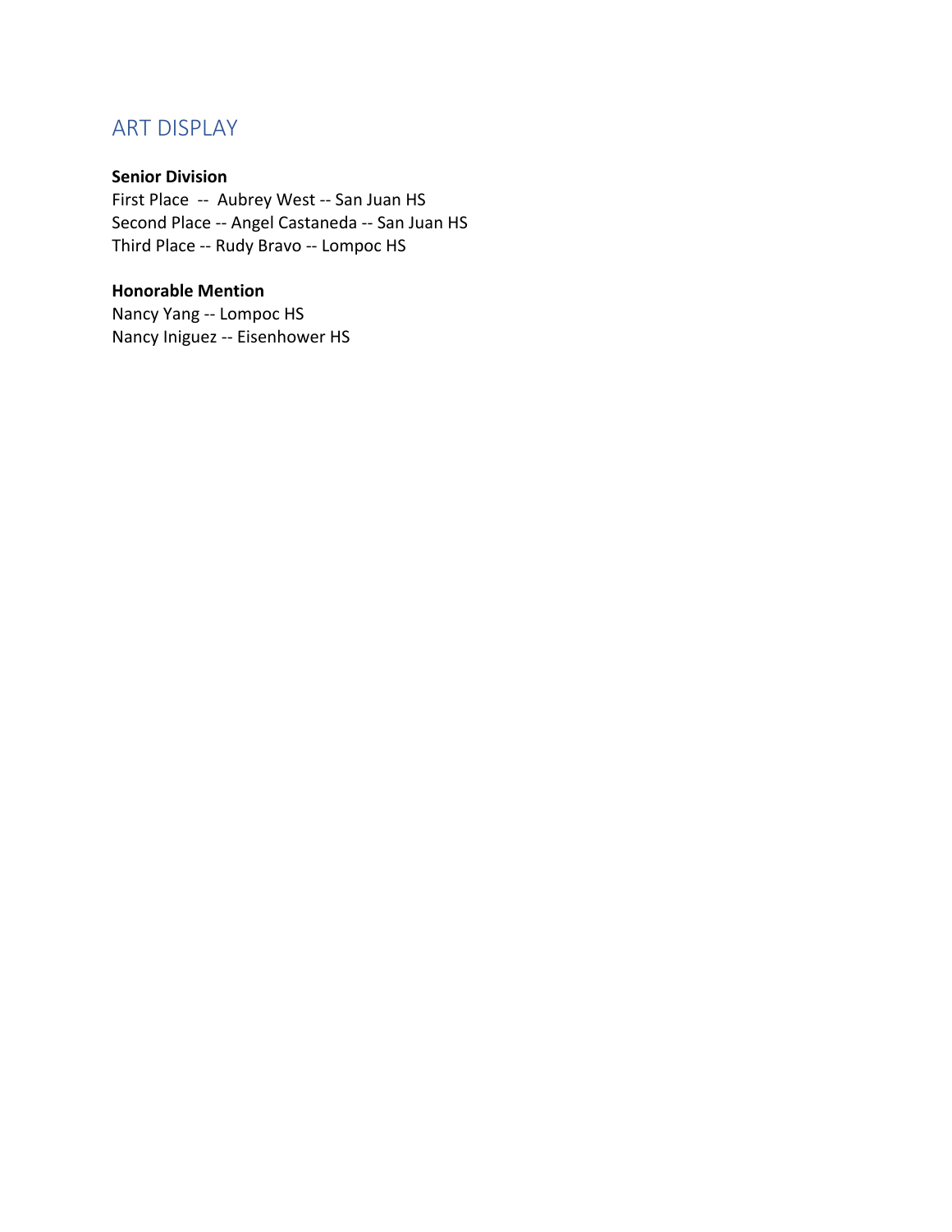## ART DISPLAY

**Senior Division**

First Place -- Aubrey West -- San Juan HS
Second Place -- Angel Castaneda -- San Juan HS
Third Place -- Rudy Bravo -- Lompoc HS

**Honorable Mention**

Nancy Yang -- Lompoc HS
Nancy Iniguez -- Eisenhower HS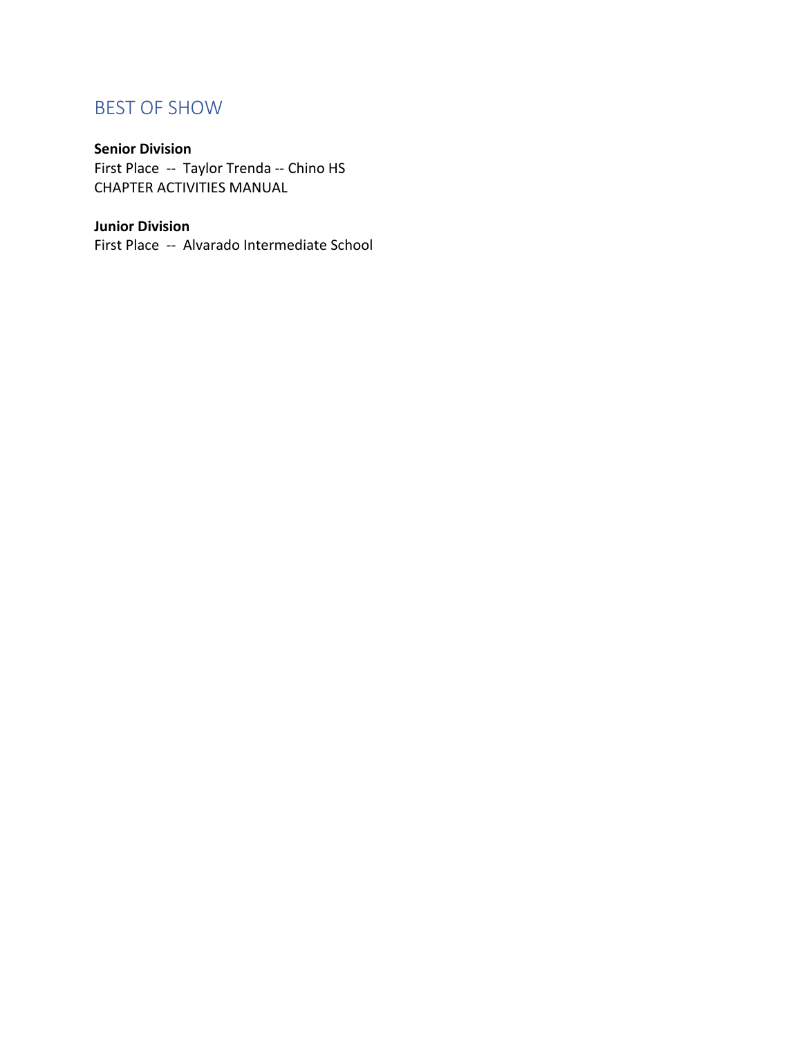## BEST OF SHOW

**Senior Division**
First Place -- Taylor Trenda -- Chino HS
CHAPTER ACTIVITIES MANUAL

**Junior Division**
First Place -- Alvarado Intermediate School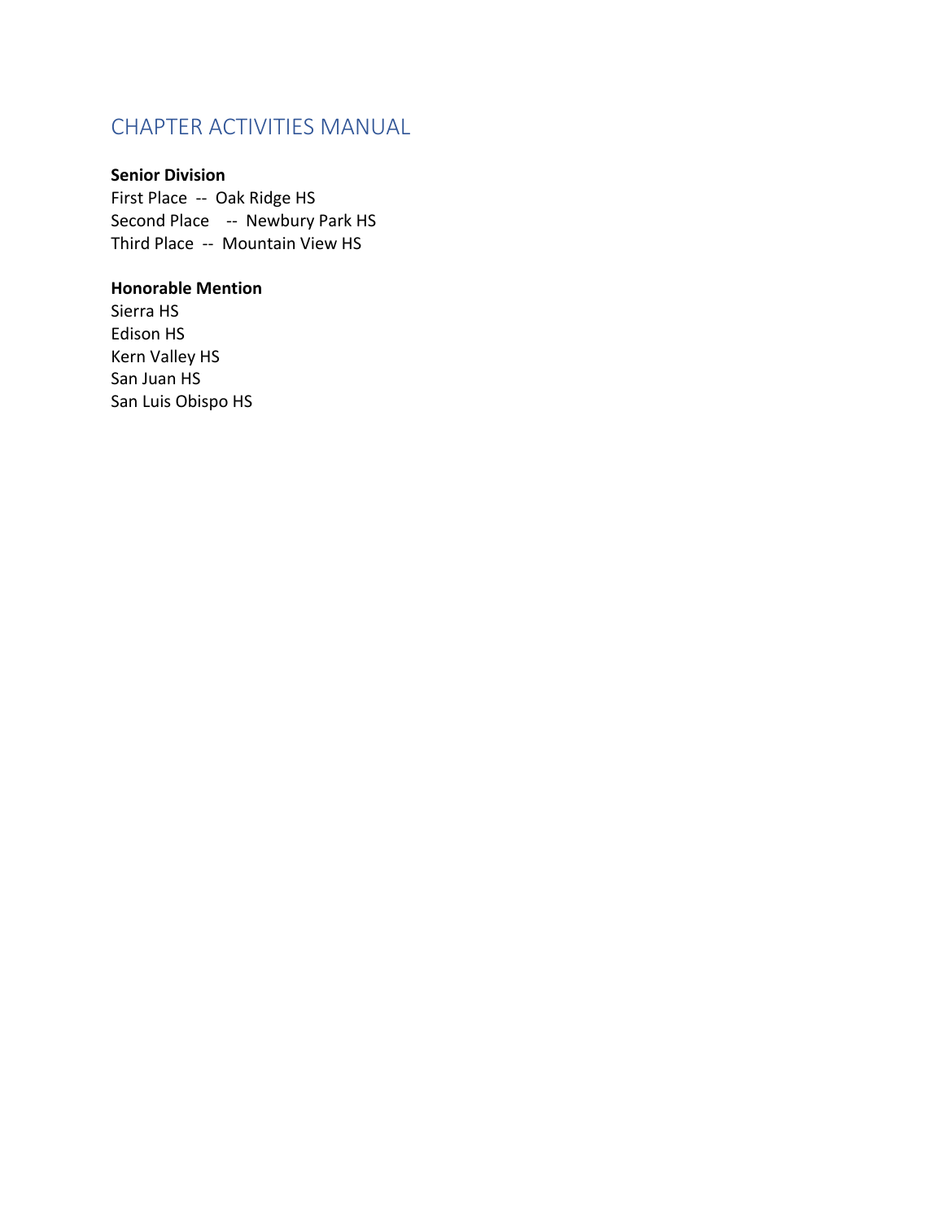**Senior Division**
First Place -- Oak Ridge HS
Second Place -- Newbury Park HS
Third Place -- Mountain View HS

**Honorable Mention**
Sierra HS
Edison HS
Kern Valley HS
San Juan HS
San Luis Obispo HS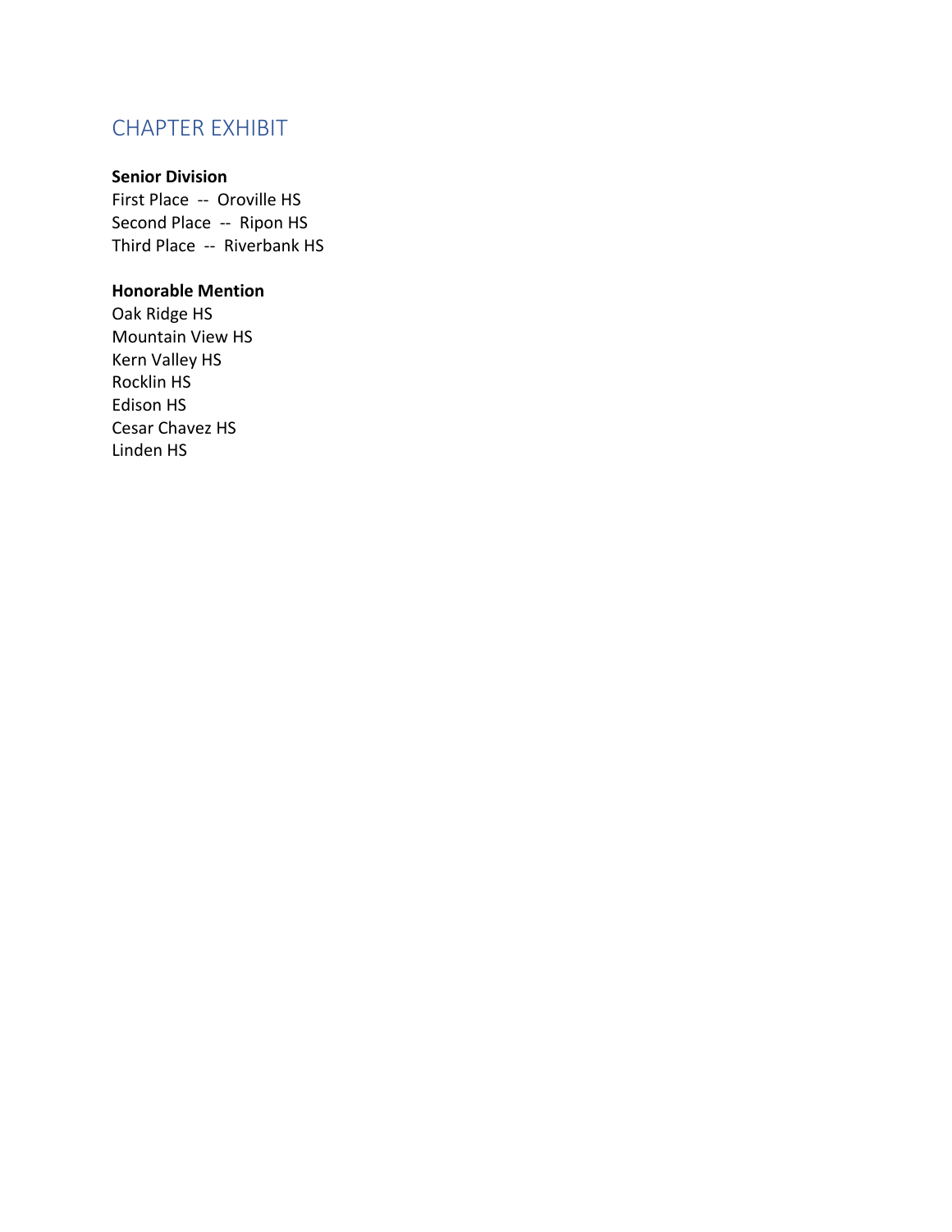## CHAPTER EXHIBIT

**Senior Division**
First Place -- Oroville HS
Second Place -- Ripon HS
Third Place -- Riverbank HS

**Honorable Mention**
Oak Ridge HS
Mountain View HS
Kern Valley HS
Rocklin HS
Edison HS
Cesar Chavez HS
Linden HS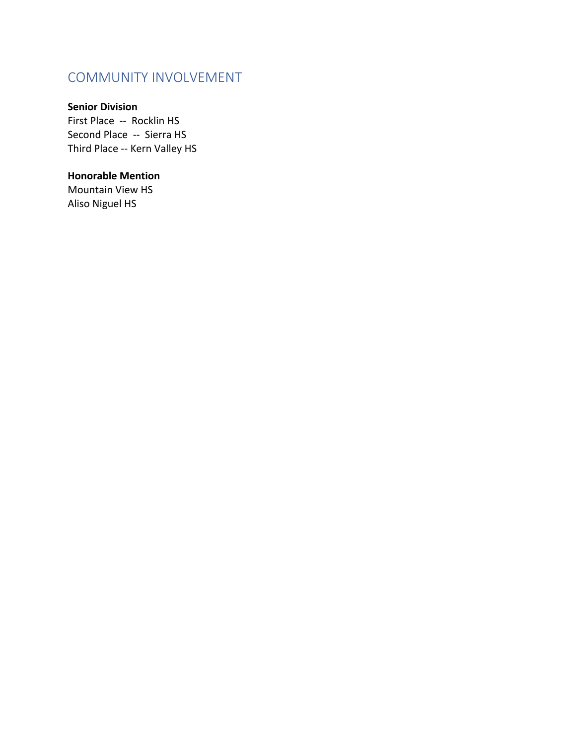## COMMUNITY INVOLVEMENT

**Senior Division**
First Place -- Rocklin HS
Second Place -- Sierra HS
Third Place -- Kern Valley HS

**Honorable Mention**
Mountain View HS
Aliso Niguel HS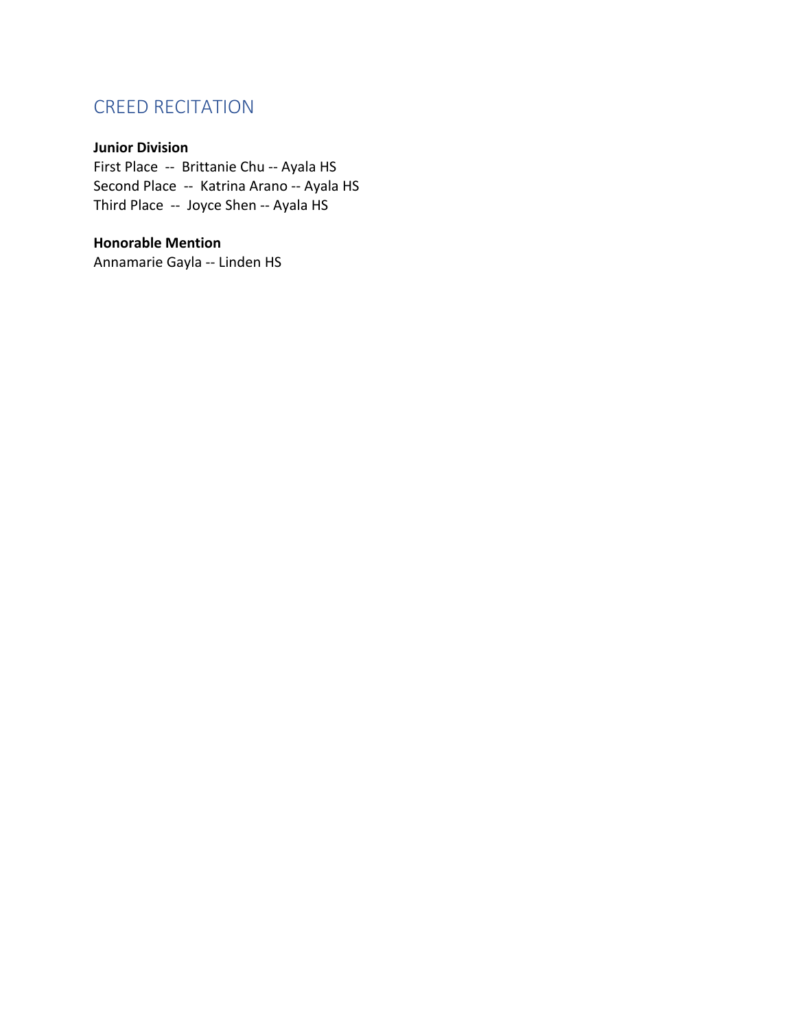## CREED RECITATION

**Junior Division**
First Place -- Brittanie Chu -- Ayala HS
Second Place -- Katrina Arano -- Ayala HS
Third Place -- Joyce Shen -- Ayala HS

**Honorable Mention**
Annamarie Gayla -- Linden HS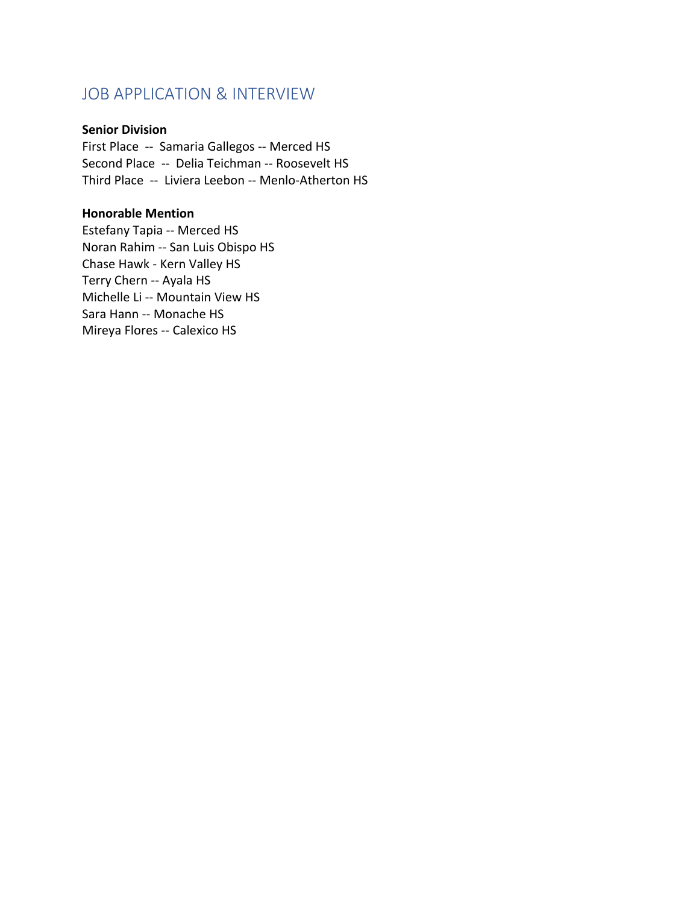## JOB APPLICATION & INTERVIEW

**Senior Division**

First Place -- Samaria Gallegos -- Merced HS
Second Place -- Delia Teichman -- Roosevelt HS
Third Place -- Liviera Leebon -- Menlo-Atherton HS

**Honorable Mention**

Estefany Tapia -- Merced HS
Noran Rahim -- San Luis Obispo HS
Chase Hawk - Kern Valley HS
Terry Chern -- Ayala HS
Michelle Li -- Mountain View HS
Sara Hann -- Monache HS
Mireya Flores -- Calexico HS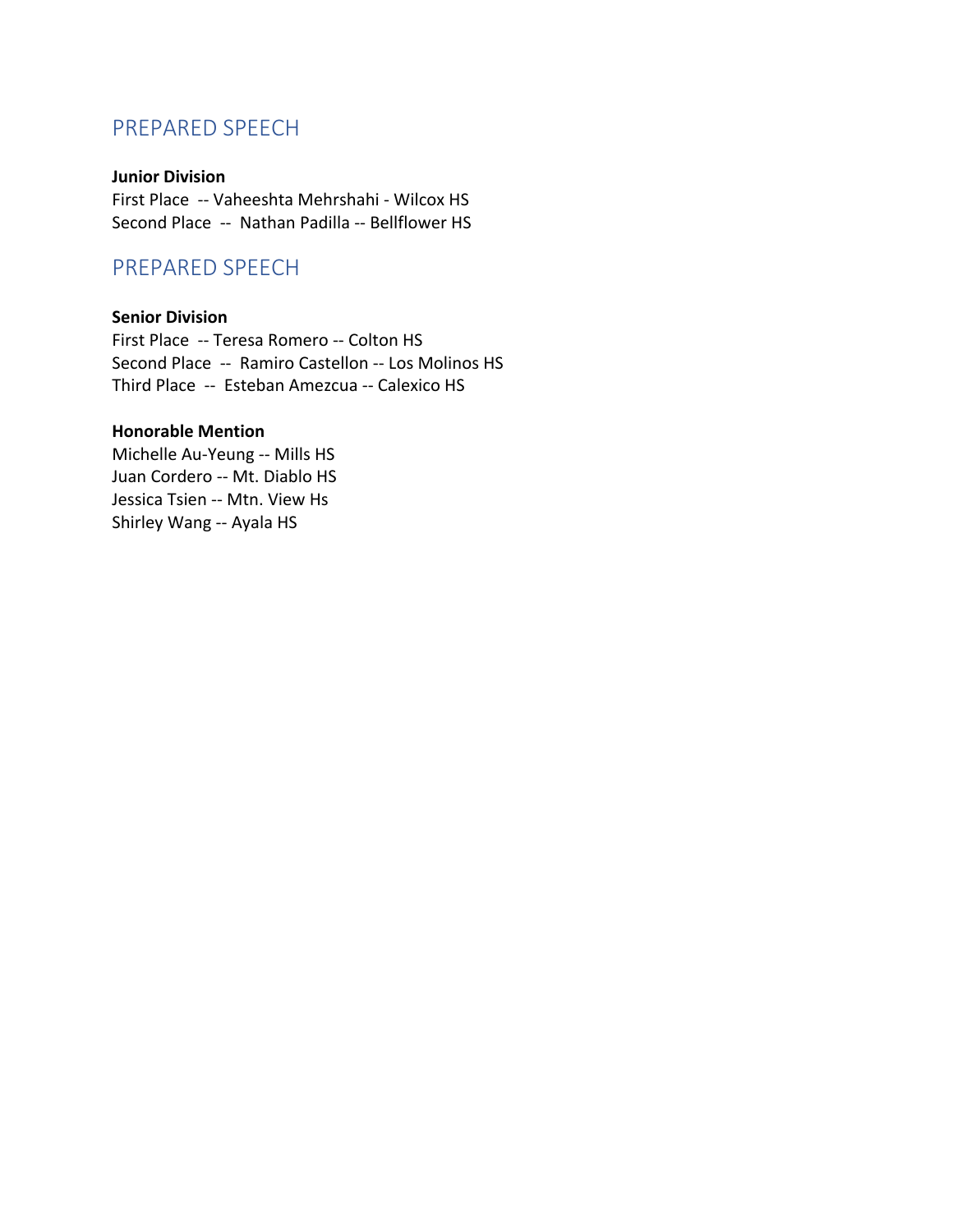## PREPARED SPEECH

**Junior Division**

First Place -- Vaheeshta Mehrshahi - Wilcox HS
Second Place -- Nathan Padilla -- Bellflower HS

## PREPARED SPEECH

**Senior Division**

First Place -- Teresa Romero -- Colton HS
Second Place -- Ramiro Castellon -- Los Molinos HS
Third Place -- Esteban Amezcua -- Calexico HS

**Honorable Mention**

Michelle Au-Yeung -- Mills HS
Juan Cordero -- Mt. Diablo HS
Jessica Tsien -- Mtn. View Hs
Shirley Wang -- Ayala HS